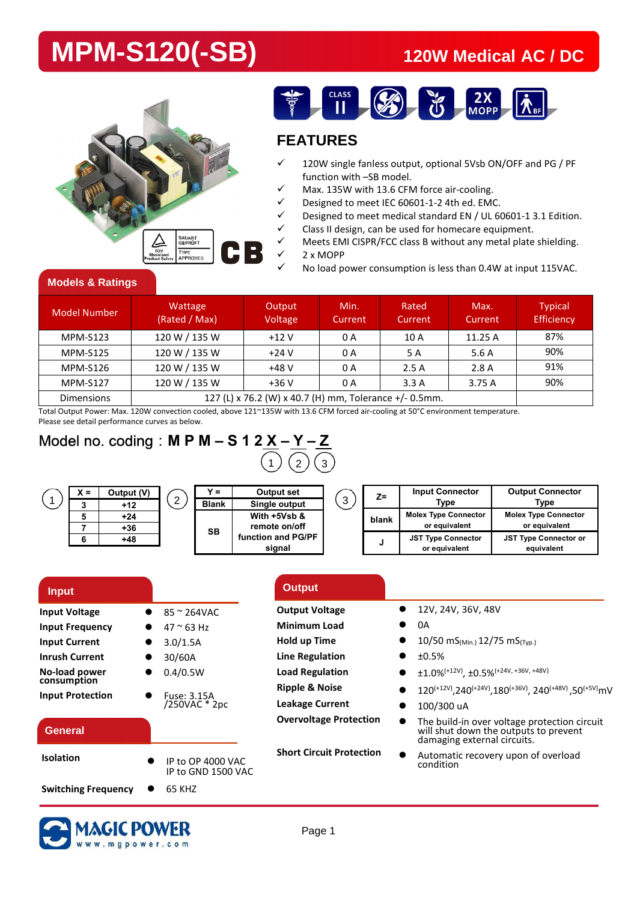# MPM-S120(-SB)

## 120W Medical AC / DC

## FEATURES

- ✓ 120W single fanless output, optional 5Vsb ON/OFF and PG / PF function with –SB model.
- ✓ Max. 135W with 13.6 CFM force air-cooling.
- ✓ Designed to meet IEC 60601-1-2 4th ed. EMC.
- ✓ Designed to meet medical standard EN / UL 60601-1 3.1 Edition.
- ✓ Class II design, can be used for homecare equipment.
- ✓ Meets EMI CISPR/FCC class B without any metal plate shielding.
- ✓ 2 x MOPP
- ✓ No load power consumption is less than 0.4W at input 115VAC.

## Models & Ratings

| Model Number | Wattage (Rated / Max) | Output Voltage | Min. Current | Rated Current | Max. Current | Typical Efficiency |
|---|---|---|---|---|---|---|
| MPM-S123 | 120 W / 135 W | +12 V | 0 A | 10 A | 11.25 A | 87% |
| MPM-S125 | 120 W / 135 W | +24 V | 0 A | 5 A | 5.6 A | 90% |
| MPM-S126 | 120 W / 135 W | +48 V | 0 A | 2.5 A | 2.8 A | 91% |
| MPM-S127 | 120 W / 135 W | +36 V | 0 A | 3.3 A | 3.75 A | 90% |
| Dimensions | 127 (L) x 76.2 (W) x 40.7 (H) mm, Tolerance +/- 0.5mm. | | | | | |

Total Output Power: Max. 120W convection cooled, above 121~135W with 13.6 CFM forced air-cooling at 50°C environment temperature.
Please see detail performance curves as below.

## Model no. coding : M P M – S 1 2 X – Y – Z

① ② ③

①

| X = | Output (V) |
|---|---|
| 3 | +12 |
| 5 | +24 |
| 7 | +36 |
| 6 | +48 |

②

| Y = | Output set |
|---|---|
| Blank | Single output |
| SB | With +5Vsb & remote on/off function and PG/PF signal |

③

| Z= | Input Connector Type | Output Connector Type |
|---|---|---|
| blank | Molex Type Connector or equivalent | Molex Type Connector or equivalent |
| J | JST Type Connector or equivalent | JST Type Connector or equivalent |

## Input

| | |
|---|---|
| **Input Voltage** | 85 ~ 264VAC |
| **Input Frequency** | 47 ~ 63 Hz |
| **Input Current** | 3.0/1.5A |
| **Inrush Current** | 30/60A |
| **No-load power consumption** | 0.4/0.5W |
| **Input Protection** | Fuse: 3.15A /250VAC * 2pc |

## General

| | |
|---|---|
| **Isolation** | IP to OP 4000 VAC<br>IP to GND 1500 VAC |
| **Switching Frequency** | 65 KHZ |

## Output

| | |
|---|---|
| **Output Voltage** | 12V, 24V, 36V, 48V |
| **Minimum Load** | 0A |
| **Hold up Time** | 10/50 $mS_{(Min.)}$ 12/75 $mS_{(Typ.)}$ |
| **Line Regulation** | ±0.5% |
| **Load Regulation** | ±1.0%$^{(+12V)}$, ±0.5%$^{(+24V, +36V, +48V)}$ |
| **Ripple & Noise** | 120$^{(+12V)}$,240$^{(+24V)}$,180$^{(+36V)}$, 240$^{(+48V)}$ ,50$^{(+5V)}$mV |
| **Leakage Current** | 100/300 uA |
| **Overvoltage Protection** | The build-in over voltage protection circuit will shut down the outputs to prevent damaging external circuits. |
| **Short Circuit Protection** | Automatic recovery upon of overload condition |

MAGIC POWER
www.mgpower.com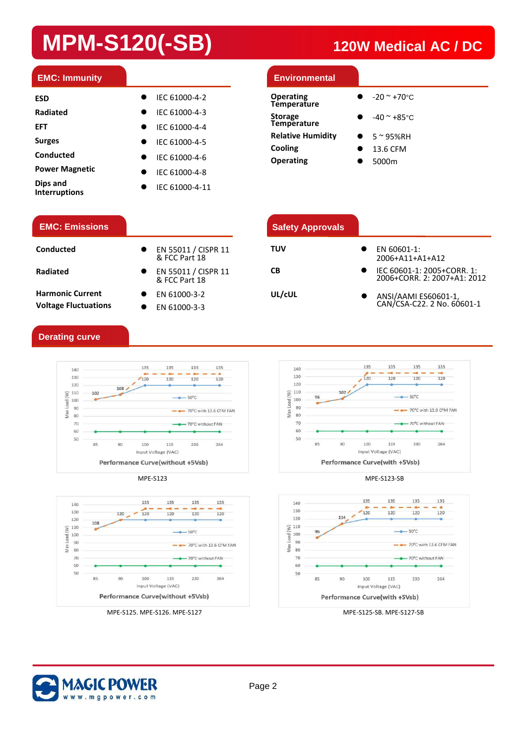# MPM-S120(-SB)

## 120W Medical AC / DC

### EMC: Immunity

| | |
|---|---|
| **ESD** | IEC 61000-4-2 |
| **Radiated** | IEC 61000-4-3 |
| **EFT** | IEC 61000-4-4 |
| **Surges** | IEC 61000-4-5 |
| **Conducted** | IEC 61000-4-6 |
| **Power Magnetic** | IEC 61000-4-8 |
| **Dips and Interruptions** | IEC 61000-4-11 |

### Environmental

| | |
|---|---|
| **Operating Temperature** | -20 ~ +70°C |
| **Storage Temperature** | -40 ~ +85°C |
| **Relative Humidity** | 5 ~ 95%RH |
| **Cooling** | 13.6 CFM |
| **Operating** | 5000m |

### EMC: Emissions

| | |
|---|---|
| **Conducted** | EN 55011 / CISPR 11 & FCC Part 18 |
| **Radiated** | EN 55011 / CISPR 11 & FCC Part 18 |
| **Harmonic Current** | EN 61000-3-2 |
| **Voltage Fluctuations** | EN 61000-3-3 |

### Safety Approvals

| | |
|---|---|
| **TUV** | EN 60601-1: 2006+A11+A1+A12 |
| **CB** | IEC 60601-1: 2005+CORR. 1: 2006+CORR. 2: 2007+A1: 2012 |
| **UL/cUL** | ANSI/AAMI ES60601-1, CAN/CSA-C22. 2 No. 60601-1 |

### Derating curve

**Performance Curve(without +5Vsb)** — MPE-S123

| Input Voltage (VAC) | 85 | 90 | 100 | 115 | 230 | 264 |
|---|---|---|---|---|---|---|
| 50°C (W) | 102 | 108 | 120 | 120 | 120 | 120 |
| 70°C with 13.6 CFM FAN (W) | | | 135 | 135 | 135 | 135 |
| 70°C without FAN (W) | 60 | 60 | 60 | 60 | 60 | 60 |

**Performance Curve(with +5Vsb)** — MPE-S123-SB

| Input Voltage (VAC) | 85 | 90 | 100 | 115 | 230 | 264 |
|---|---|---|---|---|---|---|
| 50°C (W) | 96 | 102 | 120 | 120 | 120 | 120 |
| 70°C with 13.6 CFM FAN (W) | | | 135 | 135 | 135 | 135 |
| 70°C without FAN (W) | 60 | 60 | 60 | 60 | 60 | 60 |

**Performance Curve(without +5Vsb)** — MPE-S125. MPE-S126. MPE-S127

| Input Voltage (VAC) | 85 | 90 | 100 | 115 | 230 | 264 |
|---|---|---|---|---|---|---|
| 50°C (W) | 108 | 120 | 120 | 120 | 120 | 120 |
| 70°C with 13.6 CFM FAN (W) | | | 135 | 135 | 135 | 135 |
| 70°C without FAN (W) | 60 | 60 | 60 | 60 | 60 | 60 |

**Performance Curve(with +5Vsb)** — MPE-S125-SB. MPE-S127-SB

| Input Voltage (VAC) | 85 | 90 | 100 | 115 | 230 | 264 |
|---|---|---|---|---|---|---|
| 50°C (W) | 96 | 114 | 120 | 120 | 120 | 120 |
| 70°C with 13.6 CFM FAN (W) | | | 135 | 135 | 135 | 135 |
| 70°C without FAN (W) | 60 | 60 | 60 | 60 | 60 | 60 |

MAGIC POWER www.mgpower.com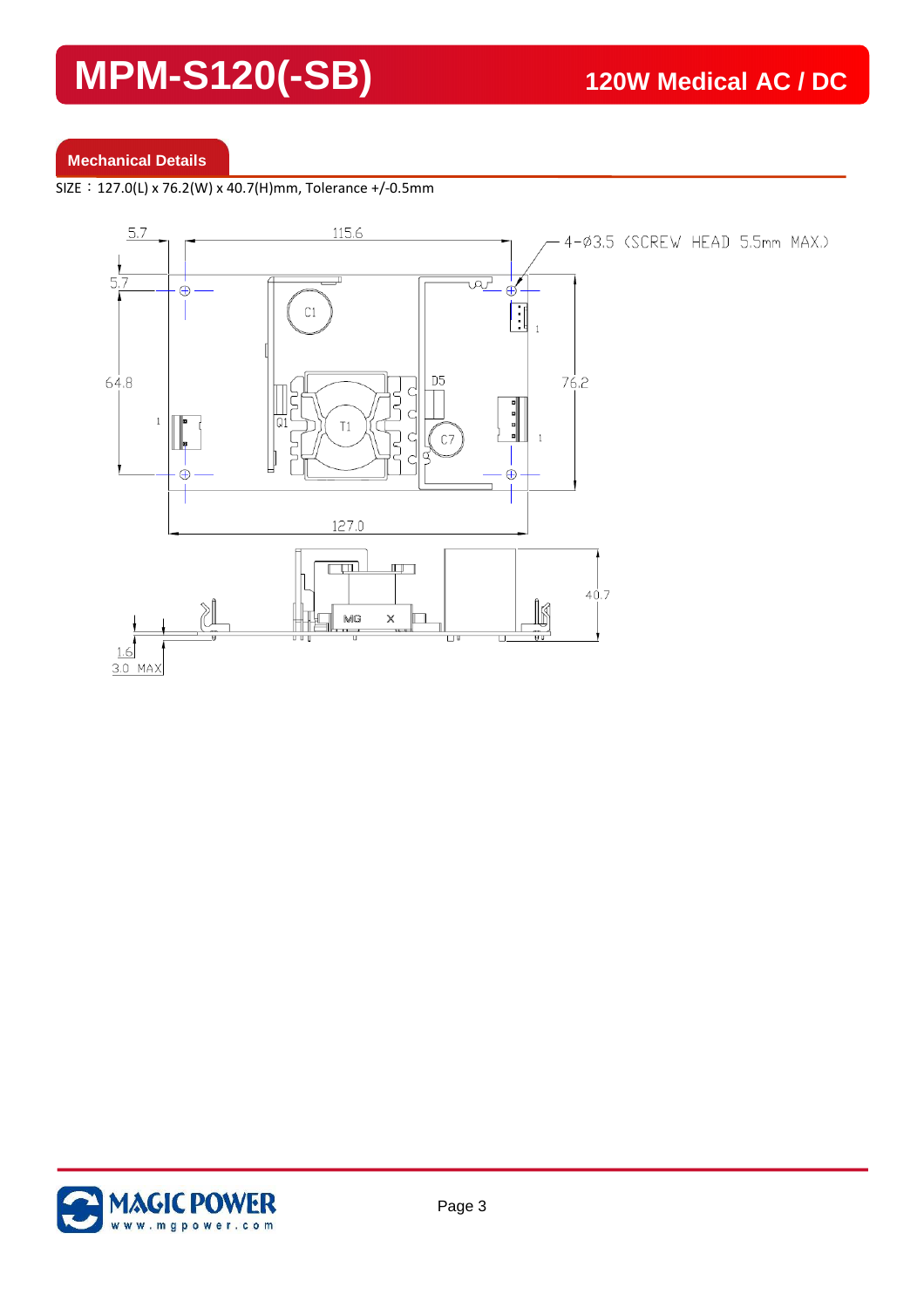## Mechanical Details

SIZE：127.0(L) x 76.2(W) x 40.7(H)mm, Tolerance +/-0.5mm

5.7

115.6

4-Ø3.5 (SCREW HEAD 5.5mm MAX.)

5.7

C1

64.8

D5

76.2

1

Q1

T1

C7

1

1

127.0

40.7

MG

X

1.6

3.0 MAX